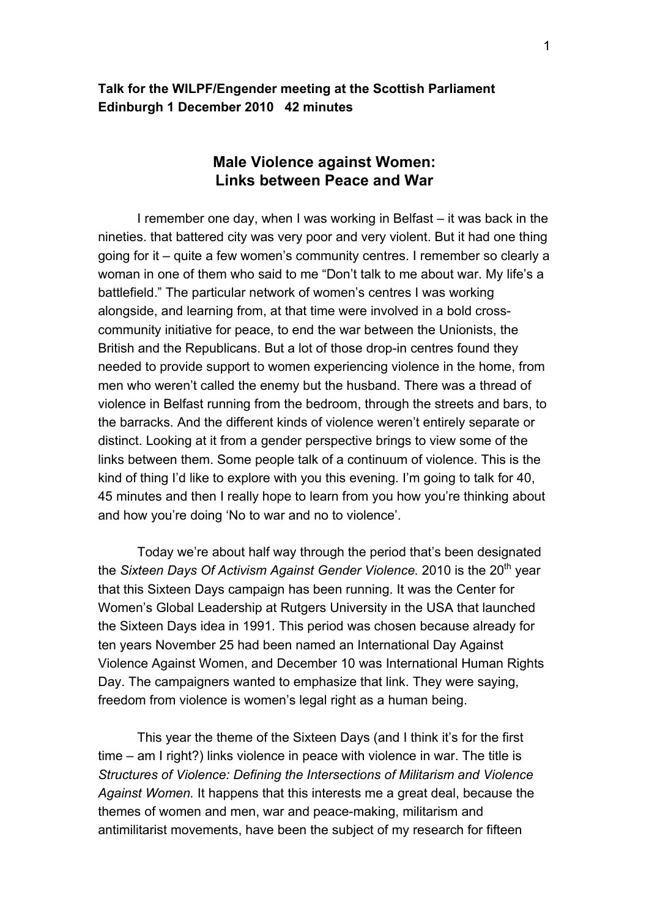**Talk for the WILPF/Engender meeting at the Scottish Parliament Edinburgh 1 December 2010 42 minutes**

## Male Violence against Women: Links between Peace and War

I remember one day, when I was working in Belfast – it was back in the nineties. that battered city was very poor and very violent. But it had one thing going for it – quite a few women's community centres. I remember so clearly a woman in one of them who said to me "Don't talk to me about war. My life's a battlefield." The particular network of women's centres I was working alongside, and learning from, at that time were involved in a bold cross-community initiative for peace, to end the war between the Unionists, the British and the Republicans. But a lot of those drop-in centres found they needed to provide support to women experiencing violence in the home, from men who weren't called the enemy but the husband. There was a thread of violence in Belfast running from the bedroom, through the streets and bars, to the barracks. And the different kinds of violence weren't entirely separate or distinct. Looking at it from a gender perspective brings to view some of the links between them. Some people talk of a continuum of violence. This is the kind of thing I'd like to explore with you this evening. I'm going to talk for 40, 45 minutes and then I really hope to learn from you how you're thinking about and how you're doing 'No to war and no to violence'.

Today we're about half way through the period that's been designated the *Sixteen Days Of Activism Against Gender Violence.* 2010 is the 20th year that this Sixteen Days campaign has been running. It was the Center for Women's Global Leadership at Rutgers University in the USA that launched the Sixteen Days idea in 1991. This period was chosen because already for ten years November 25 had been named an International Day Against Violence Against Women, and December 10 was International Human Rights Day. The campaigners wanted to emphasize that link. They were saying, freedom from violence is women's legal right as a human being.

This year the theme of the Sixteen Days (and I think it's for the first time – am I right?) links violence in peace with violence in war. The title is *Structures of Violence: Defining the Intersections of Militarism and Violence Against Women.* It happens that this interests me a great deal, because the themes of women and men, war and peace-making, militarism and antimilitarist movements, have been the subject of my research for fifteen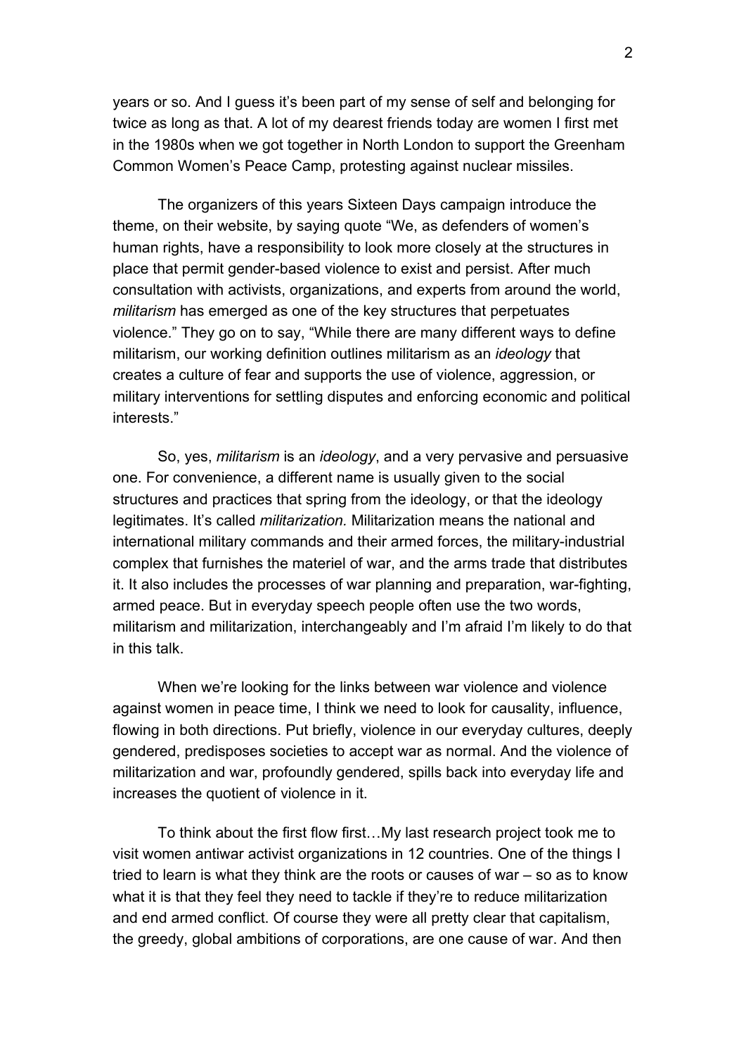years or so. And I guess it's been part of my sense of self and belonging for twice as long as that. A lot of my dearest friends today are women I first met in the 1980s when we got together in North London to support the Greenham Common Women's Peace Camp, protesting against nuclear missiles.

The organizers of this years Sixteen Days campaign introduce the theme, on their website, by saying quote "We, as defenders of women's human rights, have a responsibility to look more closely at the structures in place that permit gender-based violence to exist and persist. After much consultation with activists, organizations, and experts from around the world, *militarism* has emerged as one of the key structures that perpetuates violence." They go on to say, "While there are many different ways to define militarism, our working definition outlines militarism as an *ideology* that creates a culture of fear and supports the use of violence, aggression, or military interventions for settling disputes and enforcing economic and political interests."

So, yes, *militarism* is an *ideology*, and a very pervasive and persuasive one. For convenience, a different name is usually given to the social structures and practices that spring from the ideology, or that the ideology legitimates. It's called *militarization.* Militarization means the national and international military commands and their armed forces, the military-industrial complex that furnishes the materiel of war, and the arms trade that distributes it. It also includes the processes of war planning and preparation, war-fighting, armed peace. But in everyday speech people often use the two words, militarism and militarization, interchangeably and I'm afraid I'm likely to do that in this talk.

When we're looking for the links between war violence and violence against women in peace time, I think we need to look for causality, influence, flowing in both directions. Put briefly, violence in our everyday cultures, deeply gendered, predisposes societies to accept war as normal. And the violence of militarization and war, profoundly gendered, spills back into everyday life and increases the quotient of violence in it.

To think about the first flow first…My last research project took me to visit women antiwar activist organizations in 12 countries. One of the things I tried to learn is what they think are the roots or causes of war – so as to know what it is that they feel they need to tackle if they're to reduce militarization and end armed conflict. Of course they were all pretty clear that capitalism, the greedy, global ambitions of corporations, are one cause of war. And then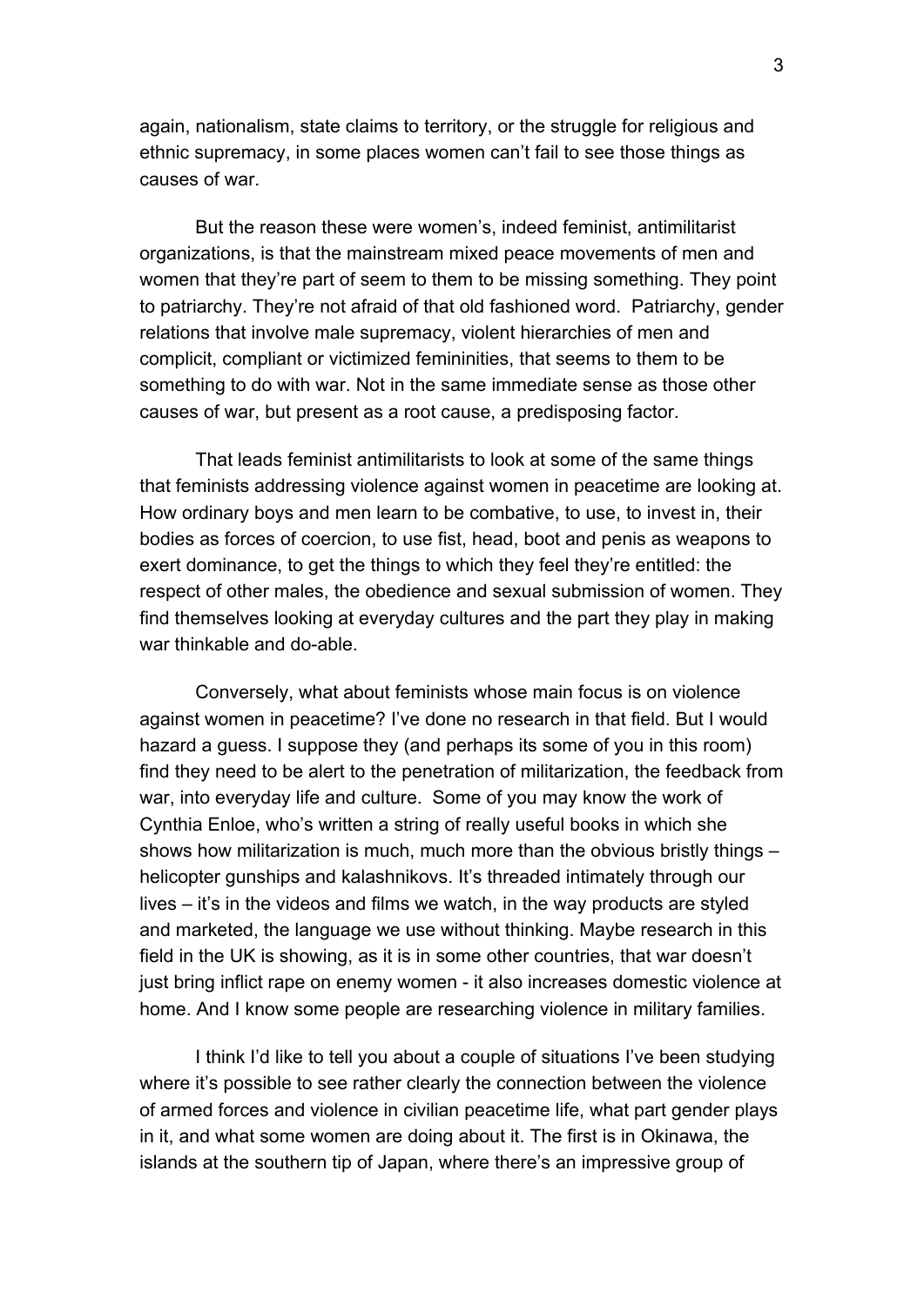again, nationalism, state claims to territory, or the struggle for religious and ethnic supremacy, in some places women can't fail to see those things as causes of war.

But the reason these were women's, indeed feminist, antimilitarist organizations, is that the mainstream mixed peace movements of men and women that they're part of seem to them to be missing something. They point to patriarchy. They're not afraid of that old fashioned word. Patriarchy, gender relations that involve male supremacy, violent hierarchies of men and complicit, compliant or victimized femininities, that seems to them to be something to do with war. Not in the same immediate sense as those other causes of war, but present as a root cause, a predisposing factor.

That leads feminist antimilitarists to look at some of the same things that feminists addressing violence against women in peacetime are looking at. How ordinary boys and men learn to be combative, to use, to invest in, their bodies as forces of coercion, to use fist, head, boot and penis as weapons to exert dominance, to get the things to which they feel they're entitled: the respect of other males, the obedience and sexual submission of women. They find themselves looking at everyday cultures and the part they play in making war thinkable and do-able.

Conversely, what about feminists whose main focus is on violence against women in peacetime? I've done no research in that field. But I would hazard a guess. I suppose they (and perhaps its some of you in this room) find they need to be alert to the penetration of militarization, the feedback from war, into everyday life and culture. Some of you may know the work of Cynthia Enloe, who's written a string of really useful books in which she shows how militarization is much, much more than the obvious bristly things – helicopter gunships and kalashnikovs. It's threaded intimately through our lives – it's in the videos and films we watch, in the way products are styled and marketed, the language we use without thinking. Maybe research in this field in the UK is showing, as it is in some other countries, that war doesn't just bring inflict rape on enemy women - it also increases domestic violence at home. And I know some people are researching violence in military families.

I think I'd like to tell you about a couple of situations I've been studying where it's possible to see rather clearly the connection between the violence of armed forces and violence in civilian peacetime life, what part gender plays in it, and what some women are doing about it. The first is in Okinawa, the islands at the southern tip of Japan, where there's an impressive group of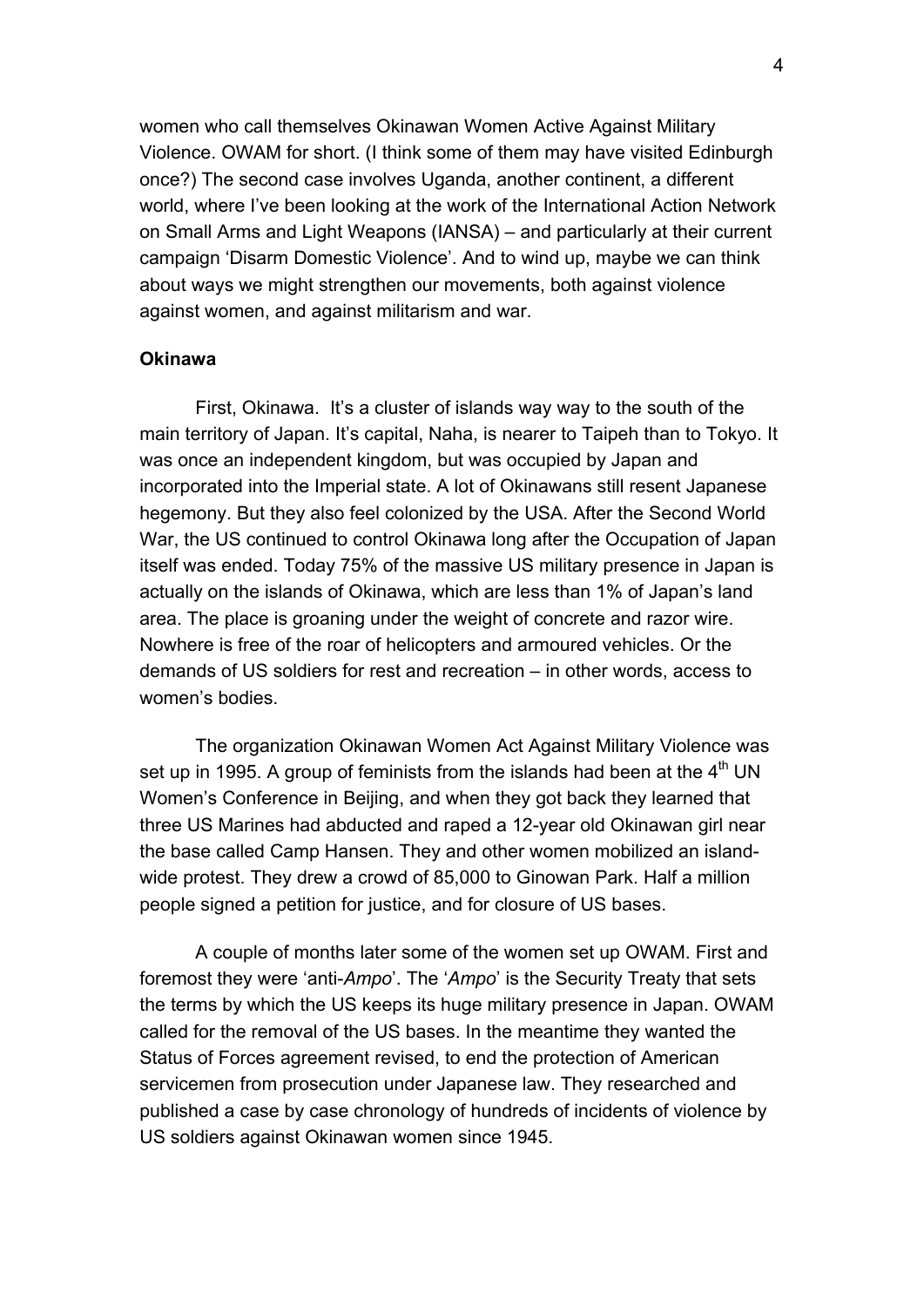women who call themselves Okinawan Women Active Against Military Violence. OWAM for short. (I think some of them may have visited Edinburgh once?) The second case involves Uganda, another continent, a different world, where I've been looking at the work of the International Action Network on Small Arms and Light Weapons (IANSA) – and particularly at their current campaign 'Disarm Domestic Violence'. And to wind up, maybe we can think about ways we might strengthen our movements, both against violence against women, and against militarism and war.

**Okinawa**

First, Okinawa. It's a cluster of islands way way to the south of the main territory of Japan. It's capital, Naha, is nearer to Taipeh than to Tokyo. It was once an independent kingdom, but was occupied by Japan and incorporated into the Imperial state. A lot of Okinawans still resent Japanese hegemony. But they also feel colonized by the USA. After the Second World War, the US continued to control Okinawa long after the Occupation of Japan itself was ended. Today 75% of the massive US military presence in Japan is actually on the islands of Okinawa, which are less than 1% of Japan's land area. The place is groaning under the weight of concrete and razor wire. Nowhere is free of the roar of helicopters and armoured vehicles. Or the demands of US soldiers for rest and recreation – in other words, access to women's bodies.

The organization Okinawan Women Act Against Military Violence was set up in 1995. A group of feminists from the islands had been at the 4th UN Women's Conference in Beijing, and when they got back they learned that three US Marines had abducted and raped a 12-year old Okinawan girl near the base called Camp Hansen. They and other women mobilized an island-wide protest. They drew a crowd of 85,000 to Ginowan Park. Half a million people signed a petition for justice, and for closure of US bases.

A couple of months later some of the women set up OWAM. First and foremost they were 'anti-*Ampo*'. The '*Ampo*' is the Security Treaty that sets the terms by which the US keeps its huge military presence in Japan. OWAM called for the removal of the US bases. In the meantime they wanted the Status of Forces agreement revised, to end the protection of American servicemen from prosecution under Japanese law. They researched and published a case by case chronology of hundreds of incidents of violence by US soldiers against Okinawan women since 1945.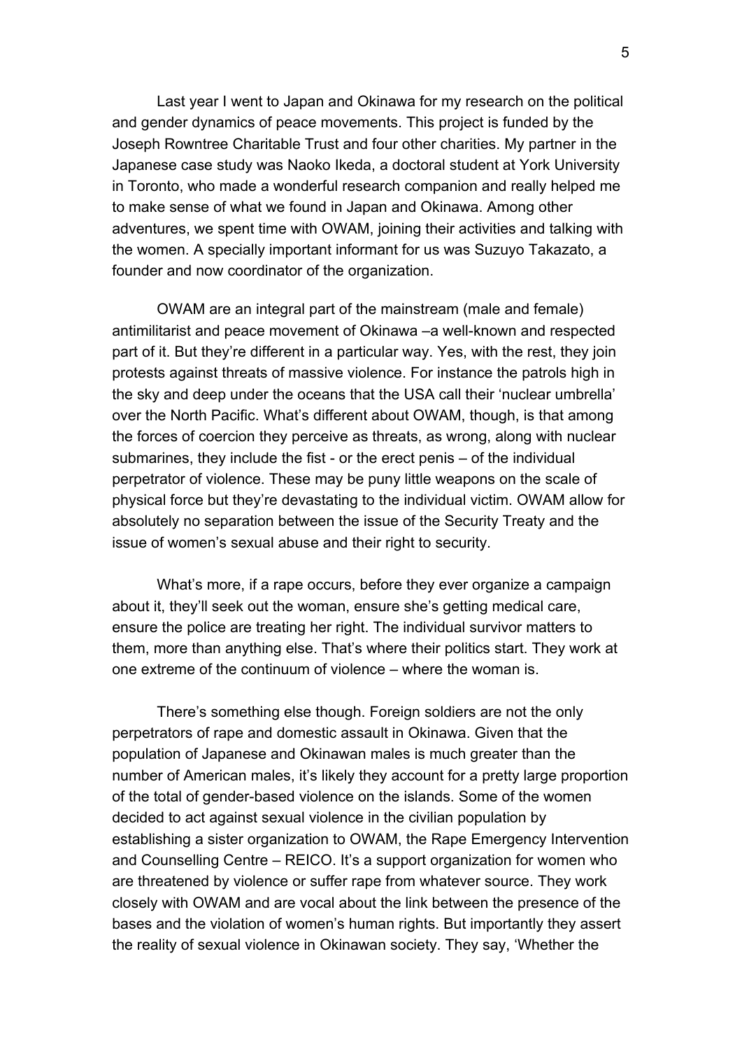Last year I went to Japan and Okinawa for my research on the political and gender dynamics of peace movements. This project is funded by the Joseph Rowntree Charitable Trust and four other charities. My partner in the Japanese case study was Naoko Ikeda, a doctoral student at York University in Toronto, who made a wonderful research companion and really helped me to make sense of what we found in Japan and Okinawa. Among other adventures, we spent time with OWAM, joining their activities and talking with the women. A specially important informant for us was Suzuyo Takazato, a founder and now coordinator of the organization.

OWAM are an integral part of the mainstream (male and female) antimilitarist and peace movement of Okinawa –a well-known and respected part of it. But they're different in a particular way. Yes, with the rest, they join protests against threats of massive violence. For instance the patrols high in the sky and deep under the oceans that the USA call their 'nuclear umbrella' over the North Pacific. What's different about OWAM, though, is that among the forces of coercion they perceive as threats, as wrong, along with nuclear submarines, they include the fist - or the erect penis – of the individual perpetrator of violence. These may be puny little weapons on the scale of physical force but they're devastating to the individual victim. OWAM allow for absolutely no separation between the issue of the Security Treaty and the issue of women's sexual abuse and their right to security.

What's more, if a rape occurs, before they ever organize a campaign about it, they'll seek out the woman, ensure she's getting medical care, ensure the police are treating her right. The individual survivor matters to them, more than anything else. That's where their politics start. They work at one extreme of the continuum of violence – where the woman is.

There's something else though. Foreign soldiers are not the only perpetrators of rape and domestic assault in Okinawa. Given that the population of Japanese and Okinawan males is much greater than the number of American males, it's likely they account for a pretty large proportion of the total of gender-based violence on the islands. Some of the women decided to act against sexual violence in the civilian population by establishing a sister organization to OWAM, the Rape Emergency Intervention and Counselling Centre – REICO. It's a support organization for women who are threatened by violence or suffer rape from whatever source. They work closely with OWAM and are vocal about the link between the presence of the bases and the violation of women's human rights. But importantly they assert the reality of sexual violence in Okinawan society. They say, 'Whether the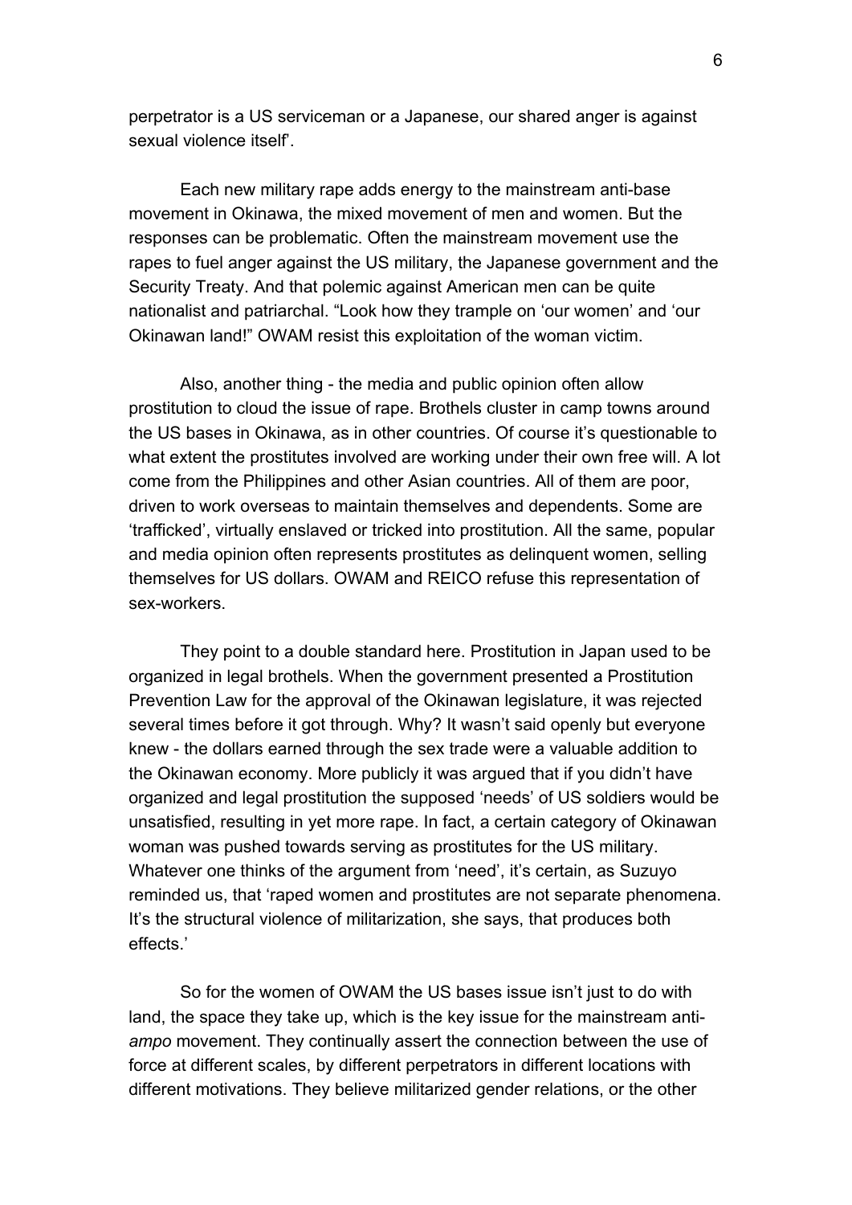perpetrator is a US serviceman or a Japanese, our shared anger is against sexual violence itself'.

Each new military rape adds energy to the mainstream anti-base movement in Okinawa, the mixed movement of men and women. But the responses can be problematic. Often the mainstream movement use the rapes to fuel anger against the US military, the Japanese government and the Security Treaty. And that polemic against American men can be quite nationalist and patriarchal. "Look how they trample on 'our women' and 'our Okinawan land!" OWAM resist this exploitation of the woman victim.

Also, another thing - the media and public opinion often allow prostitution to cloud the issue of rape. Brothels cluster in camp towns around the US bases in Okinawa, as in other countries. Of course it's questionable to what extent the prostitutes involved are working under their own free will. A lot come from the Philippines and other Asian countries. All of them are poor, driven to work overseas to maintain themselves and dependents. Some are 'trafficked', virtually enslaved or tricked into prostitution. All the same, popular and media opinion often represents prostitutes as delinquent women, selling themselves for US dollars. OWAM and REICO refuse this representation of sex-workers.

They point to a double standard here. Prostitution in Japan used to be organized in legal brothels. When the government presented a Prostitution Prevention Law for the approval of the Okinawan legislature, it was rejected several times before it got through. Why? It wasn't said openly but everyone knew - the dollars earned through the sex trade were a valuable addition to the Okinawan economy. More publicly it was argued that if you didn't have organized and legal prostitution the supposed 'needs' of US soldiers would be unsatisfied, resulting in yet more rape. In fact, a certain category of Okinawan woman was pushed towards serving as prostitutes for the US military. Whatever one thinks of the argument from 'need', it's certain, as Suzuyo reminded us, that 'raped women and prostitutes are not separate phenomena. It's the structural violence of militarization, she says, that produces both effects.'

So for the women of OWAM the US bases issue isn't just to do with land, the space they take up, which is the key issue for the mainstream anti-*ampo* movement. They continually assert the connection between the use of force at different scales, by different perpetrators in different locations with different motivations. They believe militarized gender relations, or the other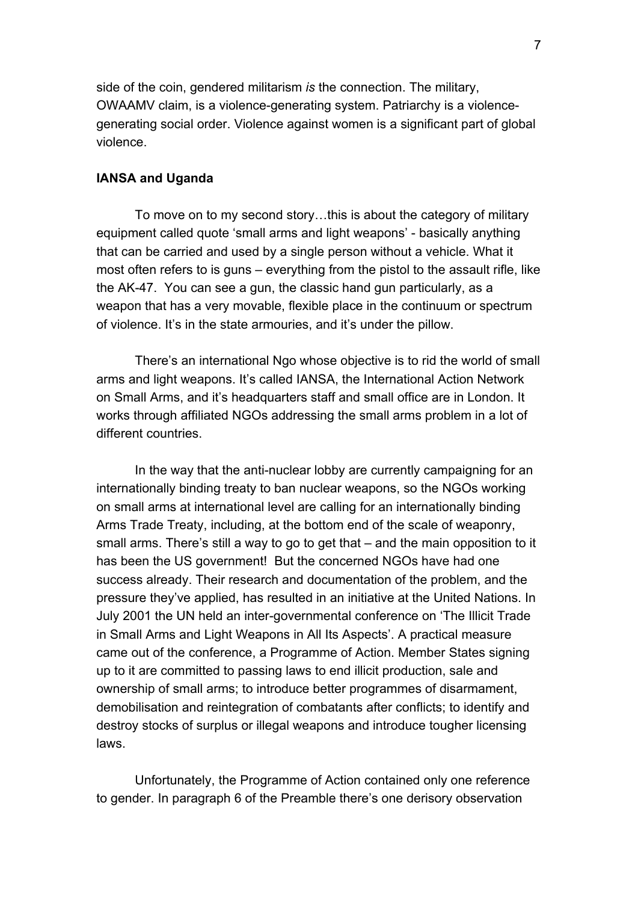side of the coin, gendered militarism *is* the connection. The military, OWAAMV claim, is a violence-generating system. Patriarchy is a violence-generating social order. Violence against women is a significant part of global violence.

**IANSA and Uganda**

To move on to my second story…this is about the category of military equipment called quote 'small arms and light weapons' - basically anything that can be carried and used by a single person without a vehicle. What it most often refers to is guns – everything from the pistol to the assault rifle, like the AK-47. You can see a gun, the classic hand gun particularly, as a weapon that has a very movable, flexible place in the continuum or spectrum of violence. It's in the state armouries, and it's under the pillow.

There's an international Ngo whose objective is to rid the world of small arms and light weapons. It's called IANSA, the International Action Network on Small Arms, and it's headquarters staff and small office are in London. It works through affiliated NGOs addressing the small arms problem in a lot of different countries.

In the way that the anti-nuclear lobby are currently campaigning for an internationally binding treaty to ban nuclear weapons, so the NGOs working on small arms at international level are calling for an internationally binding Arms Trade Treaty, including, at the bottom end of the scale of weaponry, small arms. There's still a way to go to get that – and the main opposition to it has been the US government! But the concerned NGOs have had one success already. Their research and documentation of the problem, and the pressure they've applied, has resulted in an initiative at the United Nations. In July 2001 the UN held an inter-governmental conference on 'The Illicit Trade in Small Arms and Light Weapons in All Its Aspects'. A practical measure came out of the conference, a Programme of Action. Member States signing up to it are committed to passing laws to end illicit production, sale and ownership of small arms; to introduce better programmes of disarmament, demobilisation and reintegration of combatants after conflicts; to identify and destroy stocks of surplus or illegal weapons and introduce tougher licensing laws.

Unfortunately, the Programme of Action contained only one reference to gender. In paragraph 6 of the Preamble there's one derisory observation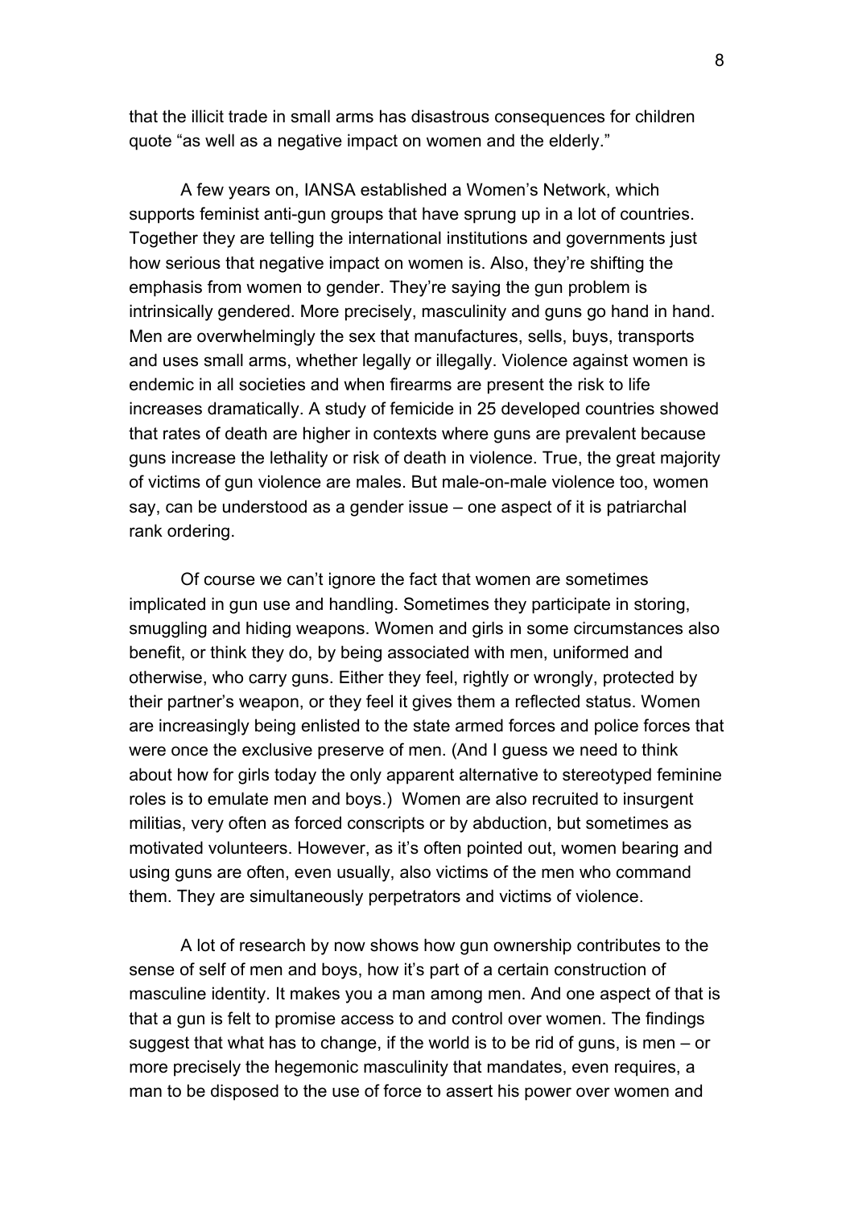that the illicit trade in small arms has disastrous consequences for children quote "as well as a negative impact on women and the elderly."

A few years on, IANSA established a Women's Network, which supports feminist anti-gun groups that have sprung up in a lot of countries. Together they are telling the international institutions and governments just how serious that negative impact on women is. Also, they're shifting the emphasis from women to gender. They're saying the gun problem is intrinsically gendered. More precisely, masculinity and guns go hand in hand. Men are overwhelmingly the sex that manufactures, sells, buys, transports and uses small arms, whether legally or illegally. Violence against women is endemic in all societies and when firearms are present the risk to life increases dramatically. A study of femicide in 25 developed countries showed that rates of death are higher in contexts where guns are prevalent because guns increase the lethality or risk of death in violence. True, the great majority of victims of gun violence are males. But male-on-male violence too, women say, can be understood as a gender issue – one aspect of it is patriarchal rank ordering.

Of course we can't ignore the fact that women are sometimes implicated in gun use and handling. Sometimes they participate in storing, smuggling and hiding weapons. Women and girls in some circumstances also benefit, or think they do, by being associated with men, uniformed and otherwise, who carry guns. Either they feel, rightly or wrongly, protected by their partner's weapon, or they feel it gives them a reflected status. Women are increasingly being enlisted to the state armed forces and police forces that were once the exclusive preserve of men. (And I guess we need to think about how for girls today the only apparent alternative to stereotyped feminine roles is to emulate men and boys.) Women are also recruited to insurgent militias, very often as forced conscripts or by abduction, but sometimes as motivated volunteers. However, as it's often pointed out, women bearing and using guns are often, even usually, also victims of the men who command them. They are simultaneously perpetrators and victims of violence.

A lot of research by now shows how gun ownership contributes to the sense of self of men and boys, how it's part of a certain construction of masculine identity. It makes you a man among men. And one aspect of that is that a gun is felt to promise access to and control over women. The findings suggest that what has to change, if the world is to be rid of guns, is men – or more precisely the hegemonic masculinity that mandates, even requires, a man to be disposed to the use of force to assert his power over women and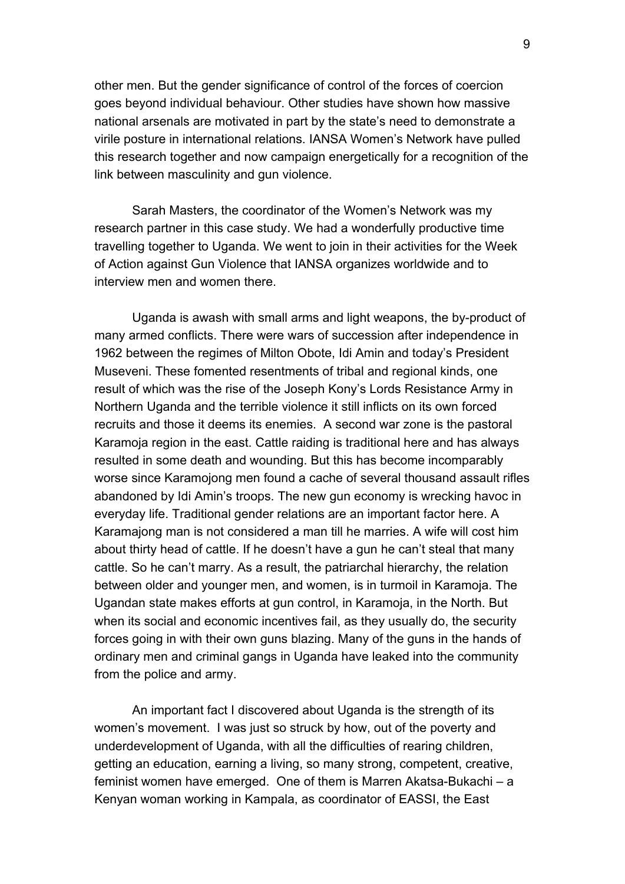other men. But the gender significance of control of the forces of coercion goes beyond individual behaviour. Other studies have shown how massive national arsenals are motivated in part by the state's need to demonstrate a virile posture in international relations. IANSA Women's Network have pulled this research together and now campaign energetically for a recognition of the link between masculinity and gun violence.

Sarah Masters, the coordinator of the Women's Network was my research partner in this case study. We had a wonderfully productive time travelling together to Uganda. We went to join in their activities for the Week of Action against Gun Violence that IANSA organizes worldwide and to interview men and women there.

Uganda is awash with small arms and light weapons, the by-product of many armed conflicts. There were wars of succession after independence in 1962 between the regimes of Milton Obote, Idi Amin and today's President Museveni. These fomented resentments of tribal and regional kinds, one result of which was the rise of the Joseph Kony's Lords Resistance Army in Northern Uganda and the terrible violence it still inflicts on its own forced recruits and those it deems its enemies. A second war zone is the pastoral Karamoja region in the east. Cattle raiding is traditional here and has always resulted in some death and wounding. But this has become incomparably worse since Karamojong men found a cache of several thousand assault rifles abandoned by Idi Amin's troops. The new gun economy is wrecking havoc in everyday life. Traditional gender relations are an important factor here. A Karamajong man is not considered a man till he marries. A wife will cost him about thirty head of cattle. If he doesn't have a gun he can't steal that many cattle. So he can't marry. As a result, the patriarchal hierarchy, the relation between older and younger men, and women, is in turmoil in Karamoja. The Ugandan state makes efforts at gun control, in Karamoja, in the North. But when its social and economic incentives fail, as they usually do, the security forces going in with their own guns blazing. Many of the guns in the hands of ordinary men and criminal gangs in Uganda have leaked into the community from the police and army.

An important fact I discovered about Uganda is the strength of its women's movement. I was just so struck by how, out of the poverty and underdevelopment of Uganda, with all the difficulties of rearing children, getting an education, earning a living, so many strong, competent, creative, feminist women have emerged. One of them is Marren Akatsa-Bukachi – a Kenyan woman working in Kampala, as coordinator of EASSI, the East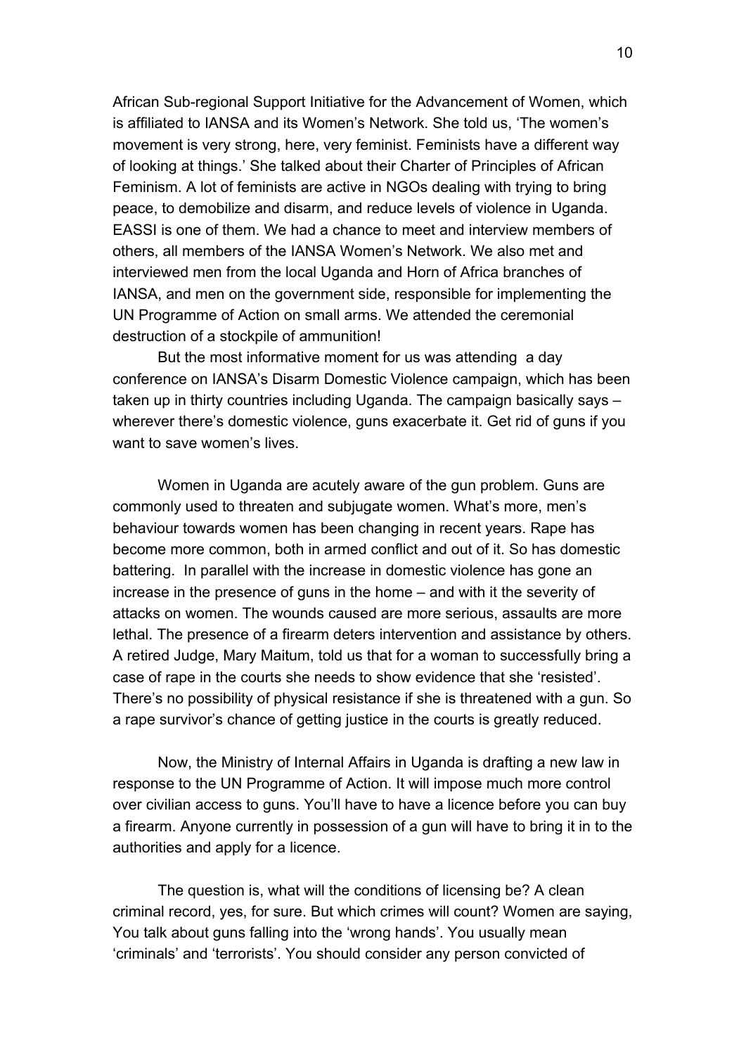African Sub-regional Support Initiative for the Advancement of Women, which is affiliated to IANSA and its Women's Network. She told us, 'The women's movement is very strong, here, very feminist. Feminists have a different way of looking at things.' She talked about their Charter of Principles of African Feminism. A lot of feminists are active in NGOs dealing with trying to bring peace, to demobilize and disarm, and reduce levels of violence in Uganda. EASSI is one of them. We had a chance to meet and interview members of others, all members of the IANSA Women's Network. We also met and interviewed men from the local Uganda and Horn of Africa branches of IANSA, and men on the government side, responsible for implementing the UN Programme of Action on small arms. We attended the ceremonial destruction of a stockpile of ammunition!

But the most informative moment for us was attending a day conference on IANSA's Disarm Domestic Violence campaign, which has been taken up in thirty countries including Uganda. The campaign basically says – wherever there's domestic violence, guns exacerbate it. Get rid of guns if you want to save women's lives.

Women in Uganda are acutely aware of the gun problem. Guns are commonly used to threaten and subjugate women. What's more, men's behaviour towards women has been changing in recent years. Rape has become more common, both in armed conflict and out of it. So has domestic battering. In parallel with the increase in domestic violence has gone an increase in the presence of guns in the home – and with it the severity of attacks on women. The wounds caused are more serious, assaults are more lethal. The presence of a firearm deters intervention and assistance by others. A retired Judge, Mary Maitum, told us that for a woman to successfully bring a case of rape in the courts she needs to show evidence that she 'resisted'. There's no possibility of physical resistance if she is threatened with a gun. So a rape survivor's chance of getting justice in the courts is greatly reduced.

Now, the Ministry of Internal Affairs in Uganda is drafting a new law in response to the UN Programme of Action. It will impose much more control over civilian access to guns. You'll have to have a licence before you can buy a firearm. Anyone currently in possession of a gun will have to bring it in to the authorities and apply for a licence.

The question is, what will the conditions of licensing be? A clean criminal record, yes, for sure. But which crimes will count? Women are saying, You talk about guns falling into the 'wrong hands'. You usually mean 'criminals' and 'terrorists'. You should consider any person convicted of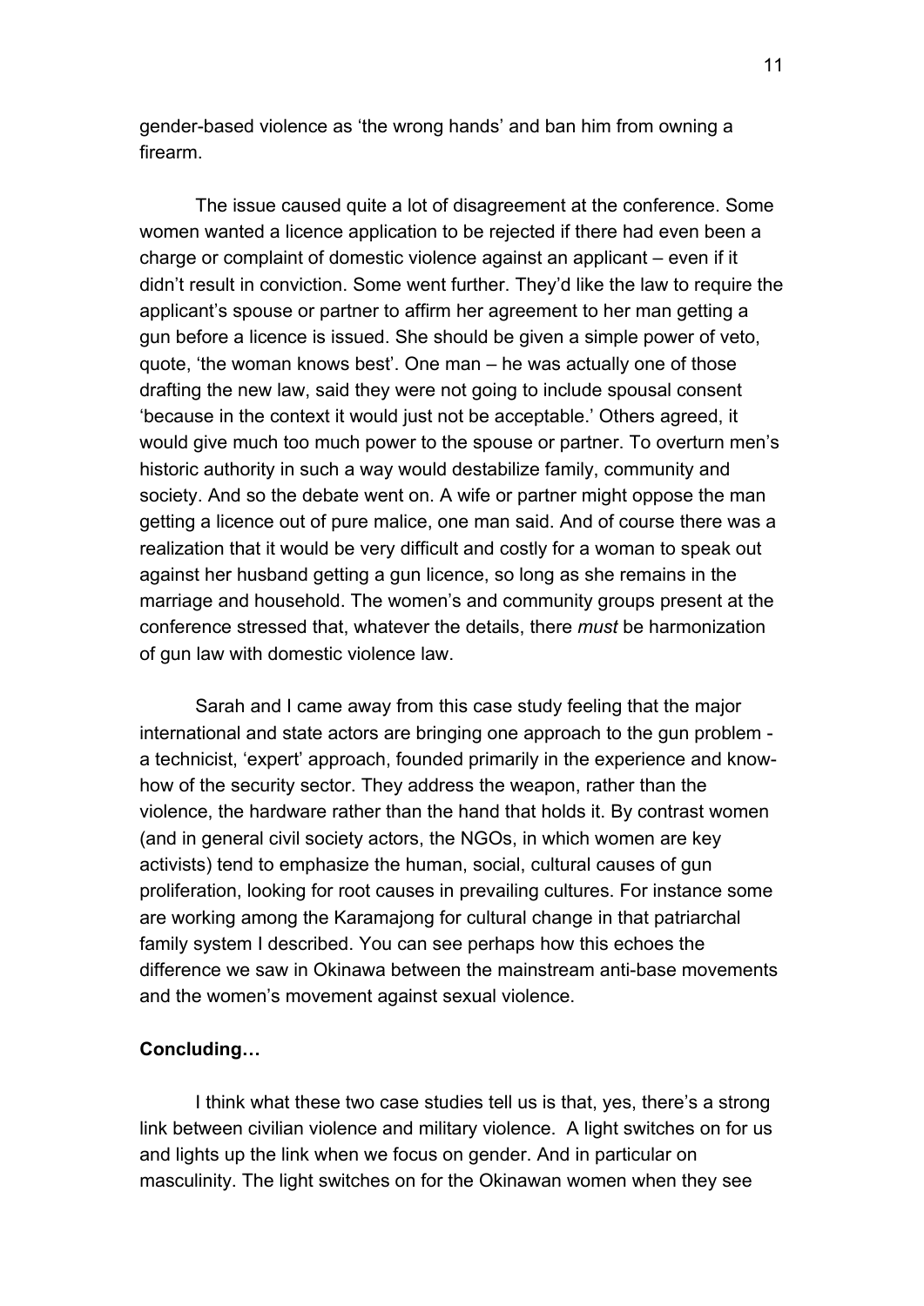gender-based violence as 'the wrong hands' and ban him from owning a firearm.

The issue caused quite a lot of disagreement at the conference. Some women wanted a licence application to be rejected if there had even been a charge or complaint of domestic violence against an applicant – even if it didn't result in conviction. Some went further. They'd like the law to require the applicant's spouse or partner to affirm her agreement to her man getting a gun before a licence is issued. She should be given a simple power of veto, quote, 'the woman knows best'. One man – he was actually one of those drafting the new law, said they were not going to include spousal consent 'because in the context it would just not be acceptable.' Others agreed, it would give much too much power to the spouse or partner. To overturn men's historic authority in such a way would destabilize family, community and society. And so the debate went on. A wife or partner might oppose the man getting a licence out of pure malice, one man said. And of course there was a realization that it would be very difficult and costly for a woman to speak out against her husband getting a gun licence, so long as she remains in the marriage and household. The women's and community groups present at the conference stressed that, whatever the details, there *must* be harmonization of gun law with domestic violence law.

Sarah and I came away from this case study feeling that the major international and state actors are bringing one approach to the gun problem - a technicist, 'expert' approach, founded primarily in the experience and know-how of the security sector. They address the weapon, rather than the violence, the hardware rather than the hand that holds it. By contrast women (and in general civil society actors, the NGOs, in which women are key activists) tend to emphasize the human, social, cultural causes of gun proliferation, looking for root causes in prevailing cultures. For instance some are working among the Karamajong for cultural change in that patriarchal family system I described. You can see perhaps how this echoes the difference we saw in Okinawa between the mainstream anti-base movements and the women's movement against sexual violence.

**Concluding…**

I think what these two case studies tell us is that, yes, there's a strong link between civilian violence and military violence. A light switches on for us and lights up the link when we focus on gender. And in particular on masculinity. The light switches on for the Okinawan women when they see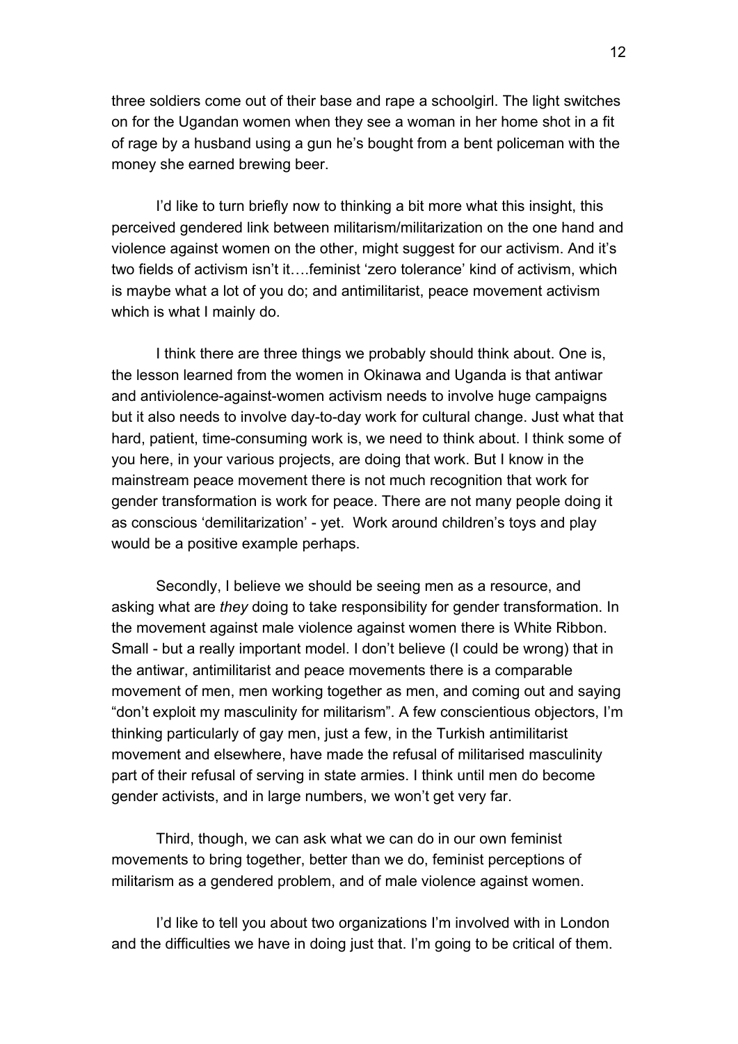three soldiers come out of their base and rape a schoolgirl. The light switches on for the Ugandan women when they see a woman in her home shot in a fit of rage by a husband using a gun he's bought from a bent policeman with the money she earned brewing beer.

I'd like to turn briefly now to thinking a bit more what this insight, this perceived gendered link between militarism/militarization on the one hand and violence against women on the other, might suggest for our activism. And it's two fields of activism isn't it….feminist 'zero tolerance' kind of activism, which is maybe what a lot of you do; and antimilitarist, peace movement activism which is what I mainly do.

I think there are three things we probably should think about. One is, the lesson learned from the women in Okinawa and Uganda is that antiwar and antiviolence-against-women activism needs to involve huge campaigns but it also needs to involve day-to-day work for cultural change. Just what that hard, patient, time-consuming work is, we need to think about. I think some of you here, in your various projects, are doing that work. But I know in the mainstream peace movement there is not much recognition that work for gender transformation is work for peace. There are not many people doing it as conscious 'demilitarization' - yet. Work around children's toys and play would be a positive example perhaps.

Secondly, I believe we should be seeing men as a resource, and asking what are *they* doing to take responsibility for gender transformation. In the movement against male violence against women there is White Ribbon. Small - but a really important model. I don't believe (I could be wrong) that in the antiwar, antimilitarist and peace movements there is a comparable movement of men, men working together as men, and coming out and saying "don't exploit my masculinity for militarism". A few conscientious objectors, I'm thinking particularly of gay men, just a few, in the Turkish antimilitarist movement and elsewhere, have made the refusal of militarised masculinity part of their refusal of serving in state armies. I think until men do become gender activists, and in large numbers, we won't get very far.

Third, though, we can ask what we can do in our own feminist movements to bring together, better than we do, feminist perceptions of militarism as a gendered problem, and of male violence against women.

I'd like to tell you about two organizations I'm involved with in London and the difficulties we have in doing just that. I'm going to be critical of them.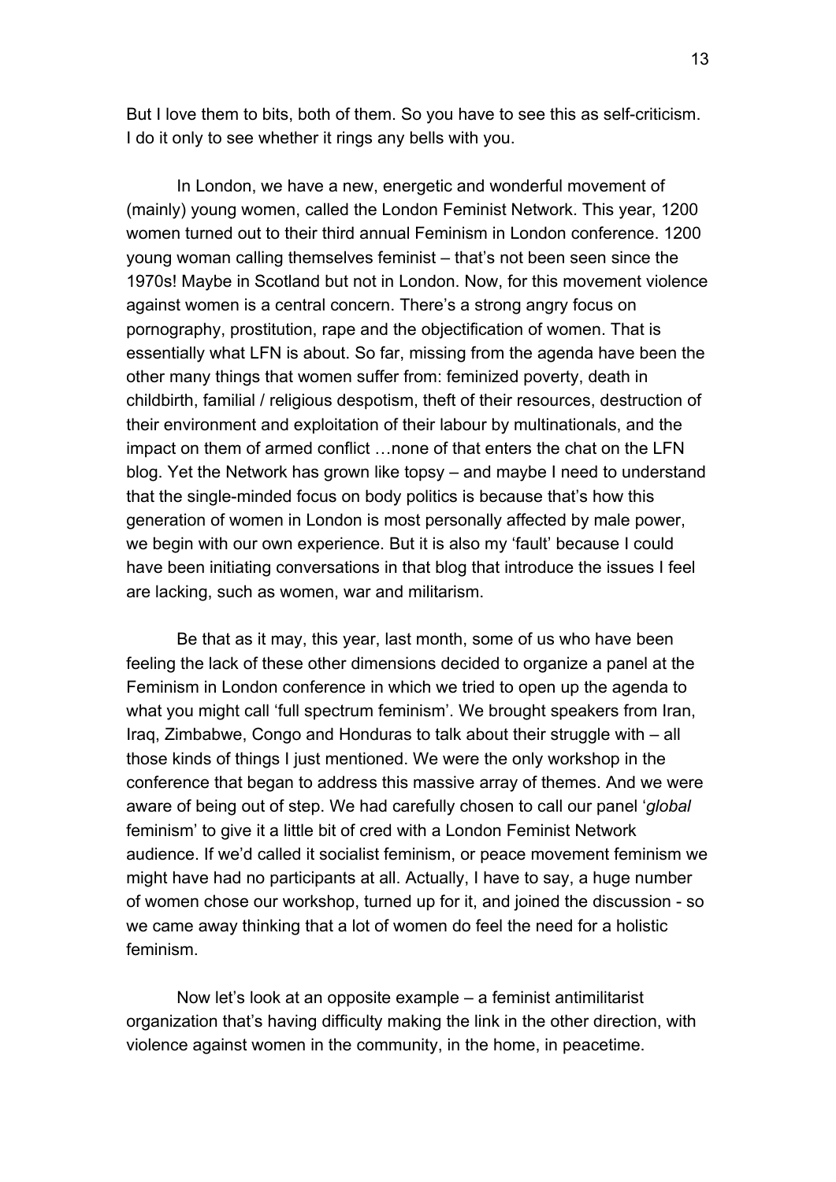But I love them to bits, both of them. So you have to see this as self-criticism. I do it only to see whether it rings any bells with you.

In London, we have a new, energetic and wonderful movement of (mainly) young women, called the London Feminist Network. This year, 1200 women turned out to their third annual Feminism in London conference. 1200 young woman calling themselves feminist – that's not been seen since the 1970s! Maybe in Scotland but not in London. Now, for this movement violence against women is a central concern. There's a strong angry focus on pornography, prostitution, rape and the objectification of women. That is essentially what LFN is about. So far, missing from the agenda have been the other many things that women suffer from: feminized poverty, death in childbirth, familial / religious despotism, theft of their resources, destruction of their environment and exploitation of their labour by multinationals, and the impact on them of armed conflict …none of that enters the chat on the LFN blog. Yet the Network has grown like topsy – and maybe I need to understand that the single-minded focus on body politics is because that's how this generation of women in London is most personally affected by male power, we begin with our own experience. But it is also my 'fault' because I could have been initiating conversations in that blog that introduce the issues I feel are lacking, such as women, war and militarism.

Be that as it may, this year, last month, some of us who have been feeling the lack of these other dimensions decided to organize a panel at the Feminism in London conference in which we tried to open up the agenda to what you might call 'full spectrum feminism'. We brought speakers from Iran, Iraq, Zimbabwe, Congo and Honduras to talk about their struggle with – all those kinds of things I just mentioned. We were the only workshop in the conference that began to address this massive array of themes. And we were aware of being out of step. We had carefully chosen to call our panel '*global* feminism' to give it a little bit of cred with a London Feminist Network audience. If we'd called it socialist feminism, or peace movement feminism we might have had no participants at all. Actually, I have to say, a huge number of women chose our workshop, turned up for it, and joined the discussion - so we came away thinking that a lot of women do feel the need for a holistic feminism.

Now let's look at an opposite example – a feminist antimilitarist organization that's having difficulty making the link in the other direction, with violence against women in the community, in the home, in peacetime.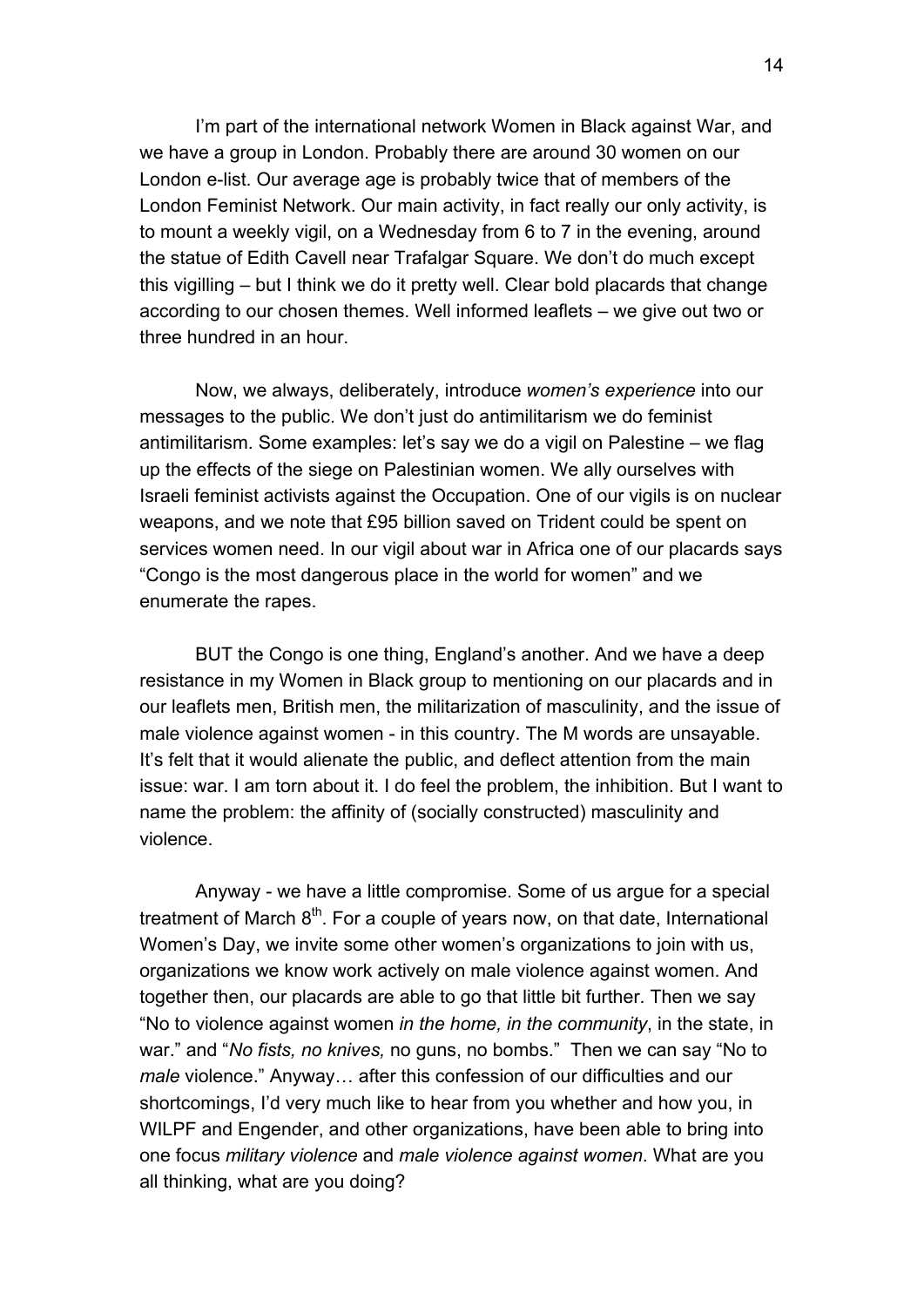I'm part of the international network Women in Black against War, and we have a group in London. Probably there are around 30 women on our London e-list. Our average age is probably twice that of members of the London Feminist Network. Our main activity, in fact really our only activity, is to mount a weekly vigil, on a Wednesday from 6 to 7 in the evening, around the statue of Edith Cavell near Trafalgar Square. We don't do much except this vigilling – but I think we do it pretty well. Clear bold placards that change according to our chosen themes. Well informed leaflets – we give out two or three hundred in an hour.

Now, we always, deliberately, introduce *women's experience* into our messages to the public. We don't just do antimilitarism we do feminist antimilitarism. Some examples: let's say we do a vigil on Palestine – we flag up the effects of the siege on Palestinian women. We ally ourselves with Israeli feminist activists against the Occupation. One of our vigils is on nuclear weapons, and we note that £95 billion saved on Trident could be spent on services women need. In our vigil about war in Africa one of our placards says "Congo is the most dangerous place in the world for women" and we enumerate the rapes.

BUT the Congo is one thing, England's another. And we have a deep resistance in my Women in Black group to mentioning on our placards and in our leaflets men, British men, the militarization of masculinity, and the issue of male violence against women - in this country. The M words are unsayable. It's felt that it would alienate the public, and deflect attention from the main issue: war. I am torn about it. I do feel the problem, the inhibition. But I want to name the problem: the affinity of (socially constructed) masculinity and violence.

Anyway - we have a little compromise. Some of us argue for a special treatment of March 8th. For a couple of years now, on that date, International Women's Day, we invite some other women's organizations to join with us, organizations we know work actively on male violence against women. And together then, our placards are able to go that little bit further. Then we say "No to violence against women *in the home, in the community*, in the state, in war." and "*No fists, no knives,* no guns, no bombs." Then we can say "No to *male* violence." Anyway… after this confession of our difficulties and our shortcomings, I'd very much like to hear from you whether and how you, in WILPF and Engender, and other organizations, have been able to bring into one focus *military violence* and *male violence against women*. What are you all thinking, what are you doing?